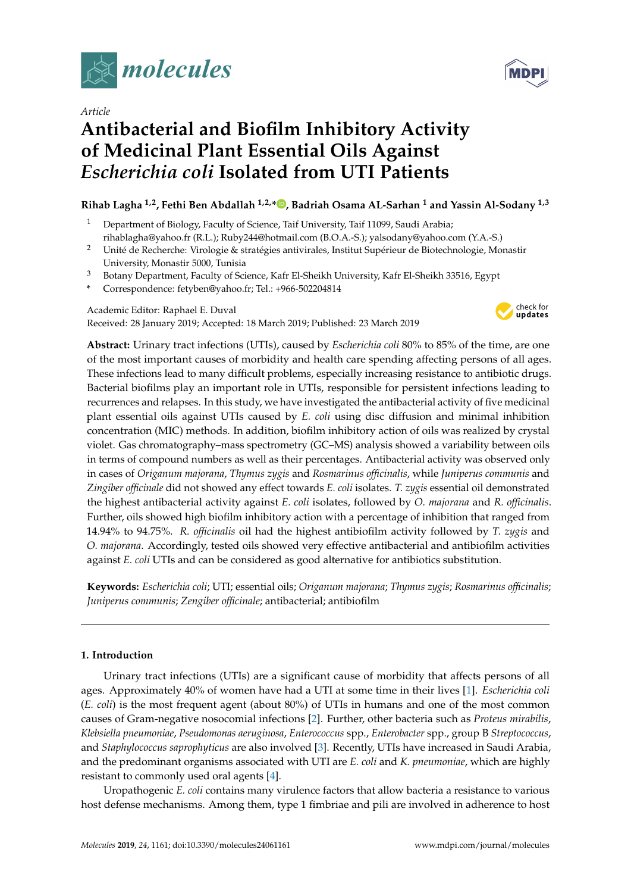*Article*

# Antibacterial and Biofilm Inhibitory Activity of Medicinal Plant Essential Oils Against *Escherichia coli* Isolated from UTI Patients

**Rihab Lagha [1,2], Fethi Ben Abdallah [1,2,*], Badriah Osama AL-Sarhan [1] and Yassin Al-Sodany [1,3]**

[1] Department of Biology, Faculty of Science, Taif University, Taif 11099, Saudi Arabia; rihablagha@yahoo.fr (R.L.); Ruby244@hotmail.com (B.O.A.-S.); yalsodany@yahoo.com (Y.A.-S.)

[2] Unité de Recherche: Virologie & stratégies antivirales, Institut Supérieur de Biotechnologie, Monastir University, Monastir 5000, Tunisia

[3] Botany Department, Faculty of Science, Kafr El-Sheikh University, Kafr El-Sheikh 33516, Egypt

\* Correspondence: fetyben@yahoo.fr; Tel.: +966-502204814

Academic Editor: Raphael E. Duval
Received: 28 January 2019; Accepted: 18 March 2019; Published: 23 March 2019

**Abstract:** Urinary tract infections (UTIs), caused by *Escherichia coli* 80% to 85% of the time, are one of the most important causes of morbidity and health care spending affecting persons of all ages. These infections lead to many difficult problems, especially increasing resistance to antibiotic drugs. Bacterial biofilms play an important role in UTIs, responsible for persistent infections leading to recurrences and relapses. In this study, we have investigated the antibacterial activity of five medicinal plant essential oils against UTIs caused by *E. coli* using disc diffusion and minimal inhibition concentration (MIC) methods. In addition, biofilm inhibitory action of oils was realized by crystal violet. Gas chromatography–mass spectrometry (GC–MS) analysis showed a variability between oils in terms of compound numbers as well as their percentages. Antibacterial activity was observed only in cases of *Origanum majorana*, *Thymus zygis* and *Rosmarinus officinalis*, while *Juniperus communis* and *Zingiber officinale* did not showed any effect towards *E. coli* isolates. *T. zygis* essential oil demonstrated the highest antibacterial activity against *E. coli* isolates, followed by *O. majorana* and *R. officinalis*. Further, oils showed high biofilm inhibitory action with a percentage of inhibition that ranged from 14.94% to 94.75%. *R. officinalis* oil had the highest antibiofilm activity followed by *T. zygis* and *O. majorana*. Accordingly, tested oils showed very effective antibacterial and antibiofilm activities against *E. coli* UTIs and can be considered as good alternative for antibiotics substitution.

**Keywords:** *Escherichia coli*; UTI; essential oils; *Origanum majorana*; *Thymus zygis*; *Rosmarinus officinalis*; *Juniperus communis*; *Zengiber officinale*; antibacterial; antibiofilm

## 1. Introduction

Urinary tract infections (UTIs) are a significant cause of morbidity that affects persons of all ages. Approximately 40% of women have had a UTI at some time in their lives [1]. *Escherichia coli* (*E. coli*) is the most frequent agent (about 80%) of UTIs in humans and one of the most common causes of Gram-negative nosocomial infections [2]. Further, other bacteria such as *Proteus mirabilis*, *Klebsiella pneumoniae*, *Pseudomonas aeruginosa*, *Enterococcus* spp., *Enterobacter* spp., group B *Streptococcus*, and *Staphylococcus saprophyticus* are also involved [3]. Recently, UTIs have increased in Saudi Arabia, and the predominant organisms associated with UTI are *E. coli* and *K. pneumoniae*, which are highly resistant to commonly used oral agents [4].

Uropathogenic *E. coli* contains many virulence factors that allow bacteria a resistance to various host defense mechanisms. Among them, type 1 fimbriae and pili are involved in adherence to host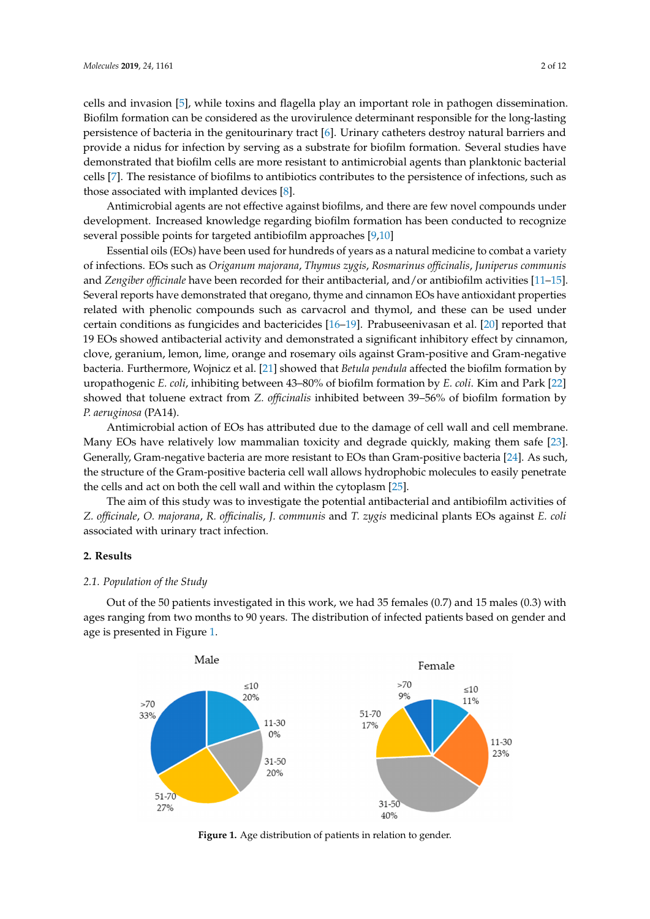cells and invasion [5], while toxins and flagella play an important role in pathogen dissemination. Biofilm formation can be considered as the urovirulence determinant responsible for the long-lasting persistence of bacteria in the genitourinary tract [6]. Urinary catheters destroy natural barriers and provide a nidus for infection by serving as a substrate for biofilm formation. Several studies have demonstrated that biofilm cells are more resistant to antimicrobial agents than planktonic bacterial cells [7]. The resistance of biofilms to antibiotics contributes to the persistence of infections, such as those associated with implanted devices [8].

Antimicrobial agents are not effective against biofilms, and there are few novel compounds under development. Increased knowledge regarding biofilm formation has been conducted to recognize several possible points for targeted antibiofilm approaches [9,10]

Essential oils (EOs) have been used for hundreds of years as a natural medicine to combat a variety of infections. EOs such as *Origanum majorana*, *Thymus zygis*, *Rosmarinus officinalis*, *Juniperus communis* and *Zengiber officinale* have been recorded for their antibacterial, and/or antibiofilm activities [11–15]. Several reports have demonstrated that oregano, thyme and cinnamon EOs have antioxidant properties related with phenolic compounds such as carvacrol and thymol, and these can be used under certain conditions as fungicides and bactericides [16–19]. Prabuseenivasan et al. [20] reported that 19 EOs showed antibacterial activity and demonstrated a significant inhibitory effect by cinnamon, clove, geranium, lemon, lime, orange and rosemary oils against Gram-positive and Gram-negative bacteria. Furthermore, Wojnicz et al. [21] showed that *Betula pendula* affected the biofilm formation by uropathogenic *E. coli*, inhibiting between 43–80% of biofilm formation by *E. coli*. Kim and Park [22] showed that toluene extract from *Z. officinalis* inhibited between 39–56% of biofilm formation by *P. aeruginosa* (PA14).

Antimicrobial action of EOs has attributed due to the damage of cell wall and cell membrane. Many EOs have relatively low mammalian toxicity and degrade quickly, making them safe [23]. Generally, Gram-negative bacteria are more resistant to EOs than Gram-positive bacteria [24]. As such, the structure of the Gram-positive bacteria cell wall allows hydrophobic molecules to easily penetrate the cells and act on both the cell wall and within the cytoplasm [25].

The aim of this study was to investigate the potential antibacterial and antibiofilm activities of *Z. officinale*, *O. majorana*, *R. officinalis*, *J. communis* and *T. zygis* medicinal plants EOs against *E. coli* associated with urinary tract infection.

## 2. Results

### 2.1. Population of the Study

Out of the 50 patients investigated in this work, we had 35 females (0.7) and 15 males (0.3) with ages ranging from two months to 90 years. The distribution of infected patients based on gender and age is presented in Figure 1.

**Figure 1.** Age distribution of patients in relation to gender.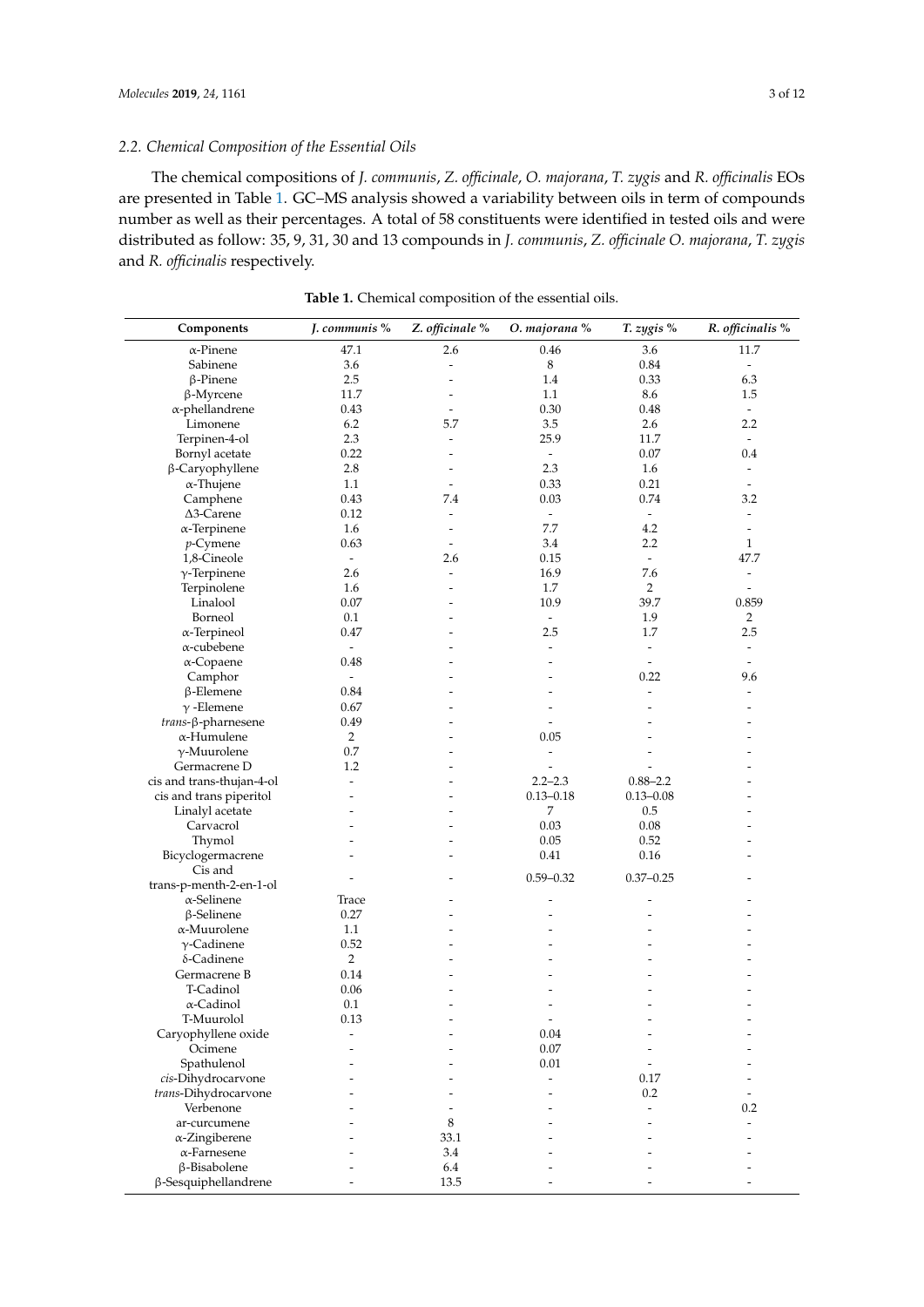### 2.2. Chemical Composition of the Essential Oils

The chemical compositions of *J. communis*, *Z. officinale*, *O. majorana*, *T. zygis* and *R. officinalis* EOs are presented in Table 1. GC–MS analysis showed a variability between oils in term of compounds number as well as their percentages. A total of 58 constituents were identified in tested oils and were distributed as follow: 35, 9, 31, 30 and 13 compounds in *J. communis*, *Z. officinale O. majorana*, *T. zygis* and *R. officinalis* respectively.

**Table 1.** Chemical composition of the essential oils.

| Components | *J. communis* % | *Z. officinale* % | *O. majorana* % | *T. zygis* % | *R. officinalis* % |
|---|---|---|---|---|---|
| α-Pinene | 47.1 | 2.6 | 0.46 | 3.6 | 11.7 |
| Sabinene | 3.6 | - | 8 | 0.84 | - |
| β-Pinene | 2.5 | - | 1.4 | 0.33 | 6.3 |
| β-Myrcene | 11.7 | - | 1.1 | 8.6 | 1.5 |
| α-phellandrene | 0.43 | - | 0.30 | 0.48 | - |
| Limonene | 6.2 | 5.7 | 3.5 | 2.6 | 2.2 |
| Terpinen-4-ol | 2.3 | - | 25.9 | 11.7 | - |
| Bornyl acetate | 0.22 | - | - | 0.07 | 0.4 |
| β-Caryophyllene | 2.8 | - | 2.3 | 1.6 | - |
| α-Thujene | 1.1 | - | 0.33 | 0.21 | - |
| Camphene | 0.43 | 7.4 | 0.03 | 0.74 | 3.2 |
| Δ3-Carene | 0.12 | - | - | - | - |
| α-Terpinene | 1.6 | - | 7.7 | 4.2 | - |
| *p*-Cymene | 0.63 | - | 3.4 | 2.2 | 1 |
| 1,8-Cineole | - | 2.6 | 0.15 | - | 47.7 |
| γ-Terpinene | 2.6 | - | 16.9 | 7.6 | - |
| Terpinolene | 1.6 | - | 1.7 | 2 | - |
| Linalool | 0.07 | - | 10.9 | 39.7 | 0.859 |
| Borneol | 0.1 | - | - | 1.9 | 2 |
| α-Terpineol | 0.47 | - | 2.5 | 1.7 | 2.5 |
| α-cubebene | - | - | - | - | - |
| α-Copaene | 0.48 | - | - | - | - |
| Camphor | - | - | - | 0.22 | 9.6 |
| β-Elemene | 0.84 | - | - | - | - |
| γ -Elemene | 0.67 | - | - | - | - |
| *trans*-β-pharnesene | 0.49 | - | - | - | - |
| α-Humulene | 2 | - | 0.05 | - | - |
| γ-Muurolene | 0.7 | - | - | - | - |
| Germacrene D | 1.2 | - | - | - | - |
| cis and trans-thujan-4-ol | - | - | 2.2–2.3 | 0.88–2.2 | - |
| cis and trans piperitol | - | - | 0.13–0.18 | 0.13–0.08 | - |
| Linalyl acetate | - | - | 7 | 0.5 | - |
| Carvacrol | - | - | 0.03 | 0.08 | - |
| Thymol | - | - | 0.05 | 0.52 | - |
| Bicyclogermacrene | - | - | 0.41 | 0.16 | - |
| Cis and trans-p-menth-2-en-1-ol | - | - | 0.59–0.32 | 0.37–0.25 | - |
| α-Selinene | Trace | - | - | - | - |
| β-Selinene | 0.27 | - | - | - | - |
| α-Muurolene | 1.1 | - | - | - | - |
| γ-Cadinene | 0.52 | - | - | - | - |
| δ-Cadinene | 2 | - | - | - | - |
| Germacrene B | 0.14 | - | - | - | - |
| T-Cadinol | 0.06 | - | - | - | - |
| α-Cadinol | 0.1 | - | - | - | - |
| T-Muurolol | 0.13 | - | - | - | - |
| Caryophyllene oxide | - | - | 0.04 | - | - |
| Ocimene | - | - | 0.07 | - | - |
| Spathulenol | - | - | 0.01 | - | - |
| *cis*-Dihydrocarvone | - | - | - | 0.17 | - |
| *trans*-Dihydrocarvone | - | - | - | 0.2 | - |
| Verbenone | - | - | - | - | 0.2 |
| ar-curcumene | - | 8 | - | - | - |
| α-Zingiberene | - | 33.1 | - | - | - |
| α-Farnesene | - | 3.4 | - | - | - |
| β-Bisabolene | - | 6.4 | - | - | - |
| β-Sesquiphellandrene | - | 13.5 | - | - | - |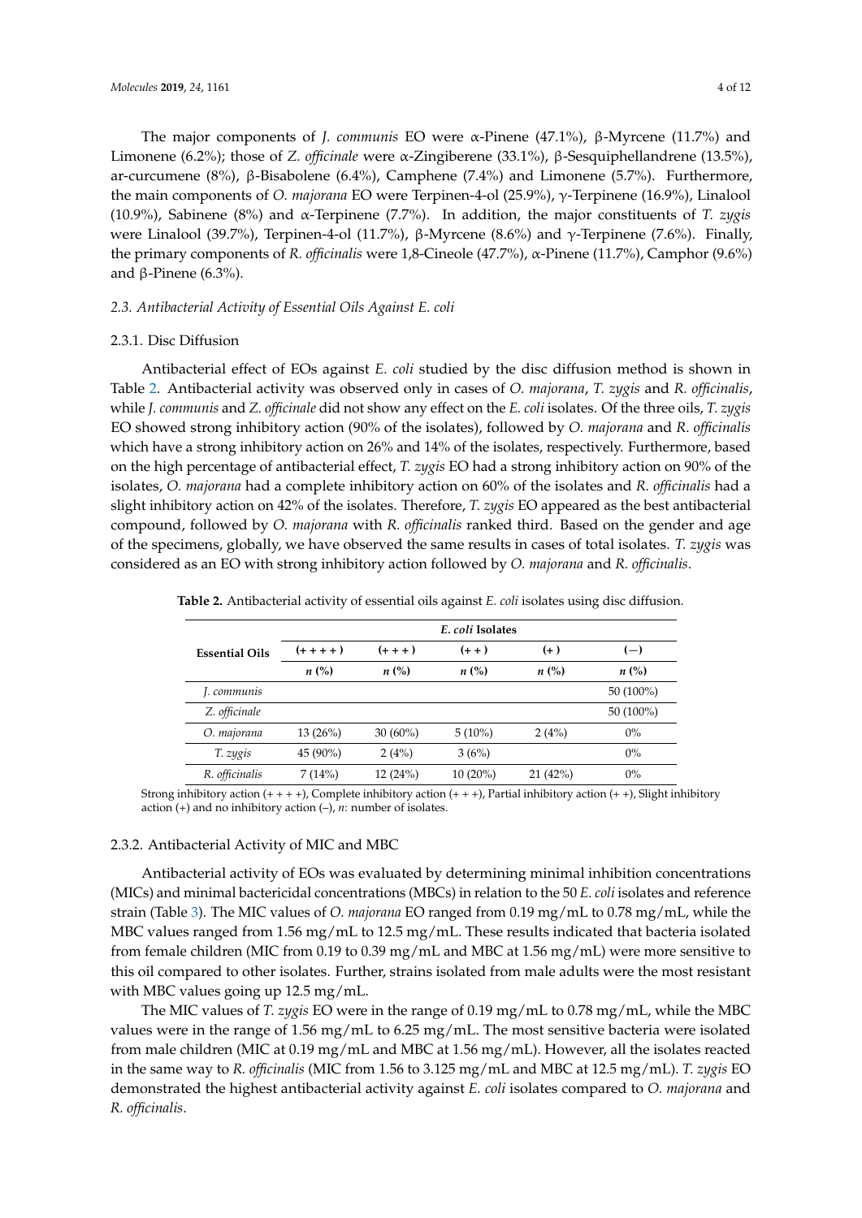The major components of *J. communis* EO were α-Pinene (47.1%), β-Myrcene (11.7%) and Limonene (6.2%); those of *Z. officinale* were α-Zingiberene (33.1%), β-Sesquiphellandrene (13.5%), ar-curcumene (8%), β-Bisabolene (6.4%), Camphene (7.4%) and Limonene (5.7%). Furthermore, the main components of *O. majorana* EO were Terpinen-4-ol (25.9%), γ-Terpinene (16.9%), Linalool (10.9%), Sabinene (8%) and α-Terpinene (7.7%). In addition, the major constituents of *T. zygis* were Linalool (39.7%), Terpinen-4-ol (11.7%), β-Myrcene (8.6%) and γ-Terpinene (7.6%). Finally, the primary components of *R. officinalis* were 1,8-Cineole (47.7%), α-Pinene (11.7%), Camphor (9.6%) and β-Pinene (6.3%).

### 2.3. Antibacterial Activity of Essential Oils Against *E. coli*

#### 2.3.1. Disc Diffusion

Antibacterial effect of EOs against *E. coli* studied by the disc diffusion method is shown in Table 2. Antibacterial activity was observed only in cases of *O. majorana*, *T. zygis* and *R. officinalis*, while *J. communis* and *Z. officinale* did not show any effect on the *E. coli* isolates. Of the three oils, *T. zygis* EO showed strong inhibitory action (90% of the isolates), followed by *O. majorana* and *R. officinalis* which have a strong inhibitory action on 26% and 14% of the isolates, respectively. Furthermore, based on the high percentage of antibacterial effect, *T. zygis* EO had a strong inhibitory action on 90% of the isolates, *O. majorana* had a complete inhibitory action on 60% of the isolates and *R. officinalis* had a slight inhibitory action on 42% of the isolates. Therefore, *T. zygis* EO appeared as the best antibacterial compound, followed by *O. majorana* with *R. officinalis* ranked third. Based on the gender and age of the specimens, globally, we have observed the same results in cases of total isolates. *T. zygis* was considered as an EO with strong inhibitory action followed by *O. majorana* and *R. officinalis*.

**Table 2.** Antibacterial activity of essential oils against *E. coli* isolates using disc diffusion.

| Essential Oils | *E. coli* Isolates | | | | |
|---|---|---|---|---|---|
| | (+ + + +) | (+ + +) | (+ +) | (+) | (−) |
| | *n* (%) | *n* (%) | *n* (%) | *n* (%) | *n* (%) |
| *J. communis* | | | | | 50 (100%) |
| *Z. officinale* | | | | | 50 (100%) |
| *O. majorana* | 13 (26%) | 30 (60%) | 5 (10%) | 2 (4%) | 0% |
| *T. zygis* | 45 (90%) | 2 (4%) | 3 (6%) | | 0% |
| *R. officinalis* | 7 (14%) | 12 (24%) | 10 (20%) | 21 (42%) | 0% |

Strong inhibitory action (+ + + +), Complete inhibitory action (+ + +), Partial inhibitory action (+ +), Slight inhibitory action (+) and no inhibitory action (–), *n*: number of isolates.

#### 2.3.2. Antibacterial Activity of MIC and MBC

Antibacterial activity of EOs was evaluated by determining minimal inhibition concentrations (MICs) and minimal bactericidal concentrations (MBCs) in relation to the 50 *E. coli* isolates and reference strain (Table 3). The MIC values of *O. majorana* EO ranged from 0.19 mg/mL to 0.78 mg/mL, while the MBC values ranged from 1.56 mg/mL to 12.5 mg/mL. These results indicated that bacteria isolated from female children (MIC from 0.19 to 0.39 mg/mL and MBC at 1.56 mg/mL) were more sensitive to this oil compared to other isolates. Further, strains isolated from male adults were the most resistant with MBC values going up 12.5 mg/mL.

The MIC values of *T. zygis* EO were in the range of 0.19 mg/mL to 0.78 mg/mL, while the MBC values were in the range of 1.56 mg/mL to 6.25 mg/mL. The most sensitive bacteria were isolated from male children (MIC at 0.19 mg/mL and MBC at 1.56 mg/mL). However, all the isolates reacted in the same way to *R. officinalis* (MIC from 1.56 to 3.125 mg/mL and MBC at 12.5 mg/mL). *T. zygis* EO demonstrated the highest antibacterial activity against *E. coli* isolates compared to *O. majorana* and *R. officinalis*.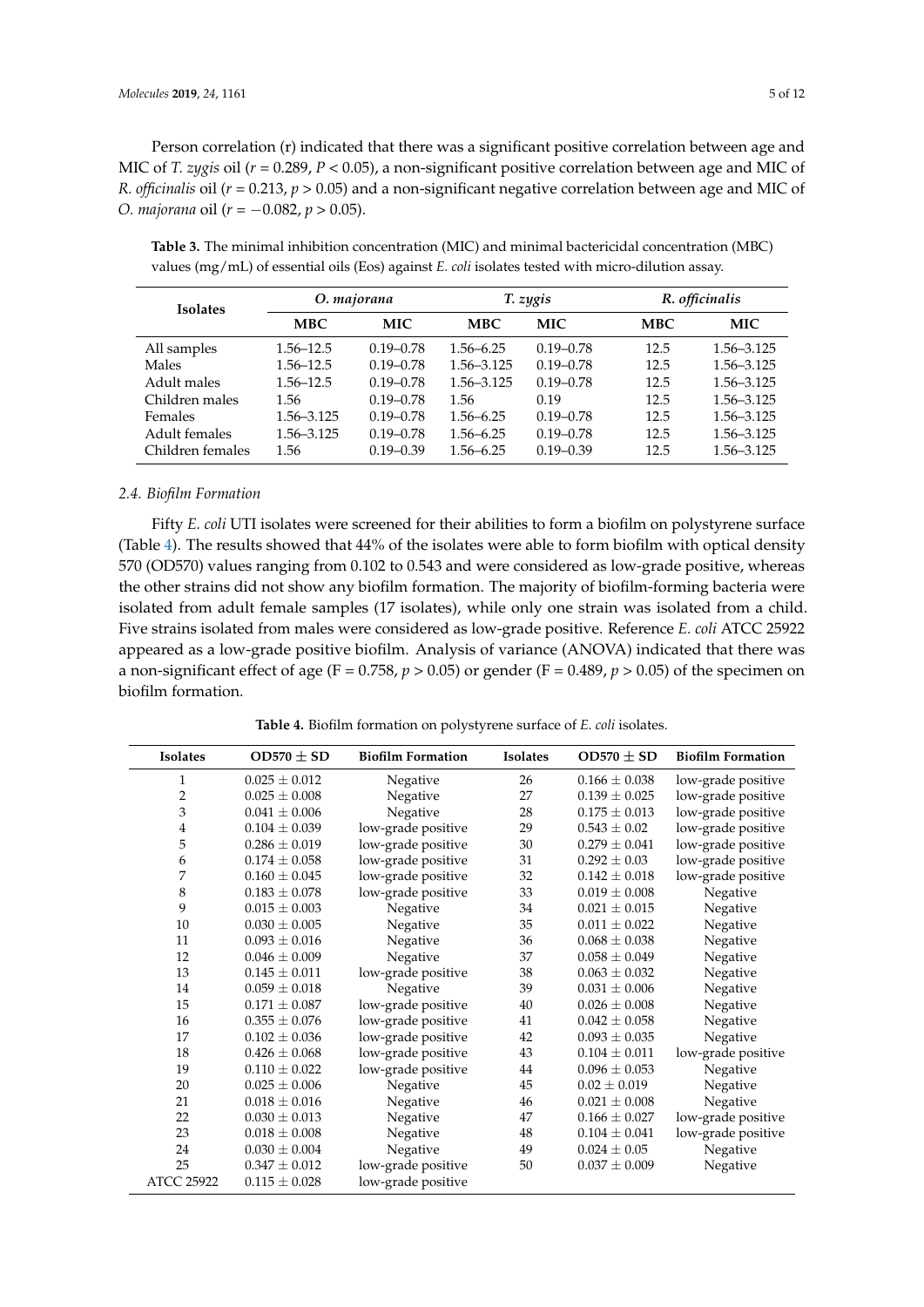Person correlation (r) indicated that there was a significant positive correlation between age and MIC of *T. zygis* oil ($r = 0.289$, $P < 0.05$), a non-significant positive correlation between age and MIC of *R. officinalis* oil ($r = 0.213$, $p > 0.05$) and a non-significant negative correlation between age and MIC of *O. majorana* oil ($r = -0.082$, $p > 0.05$).

**Table 3.** The minimal inhibition concentration (MIC) and minimal bactericidal concentration (MBC) values (mg/mL) of essential oils (Eos) against *E. coli* isolates tested with micro-dilution assay.

| Isolates | *O. majorana* | | *T. zygis* | | *R. officinalis* | |
|---|---|---|---|---|---|---|
| | **MBC** | **MIC** | **MBC** | **MIC** | **MBC** | **MIC** |
| All samples | 1.56–12.5 | 0.19–0.78 | 1.56–6.25 | 0.19–0.78 | 12.5 | 1.56–3.125 |
| Males | 1.56–12.5 | 0.19–0.78 | 1.56–3.125 | 0.19–0.78 | 12.5 | 1.56–3.125 |
| Adult males | 1.56–12.5 | 0.19–0.78 | 1.56–3.125 | 0.19–0.78 | 12.5 | 1.56–3.125 |
| Children males | 1.56 | 0.19–0.78 | 1.56 | 0.19 | 12.5 | 1.56–3.125 |
| Females | 1.56–3.125 | 0.19–0.78 | 1.56–6.25 | 0.19–0.78 | 12.5 | 1.56–3.125 |
| Adult females | 1.56–3.125 | 0.19–0.78 | 1.56–6.25 | 0.19–0.78 | 12.5 | 1.56–3.125 |
| Children females | 1.56 | 0.19–0.39 | 1.56–6.25 | 0.19–0.39 | 12.5 | 1.56–3.125 |

### *2.4. Biofilm Formation*

Fifty *E. coli* UTI isolates were screened for their abilities to form a biofilm on polystyrene surface (Table 4). The results showed that 44% of the isolates were able to form biofilm with optical density 570 (OD570) values ranging from 0.102 to 0.543 and were considered as low-grade positive, whereas the other strains did not show any biofilm formation. The majority of biofilm-forming bacteria were isolated from adult female samples (17 isolates), while only one strain was isolated from a child. Five strains isolated from males were considered as low-grade positive. Reference *E. coli* ATCC 25922 appeared as a low-grade positive biofilm. Analysis of variance (ANOVA) indicated that there was a non-significant effect of age ($F = 0.758$, $p > 0.05$) or gender ($F = 0.489$, $p > 0.05$) of the specimen on biofilm formation.

**Table 4.** Biofilm formation on polystyrene surface of *E. coli* isolates.

| Isolates | OD570 ± SD | Biofilm Formation | Isolates | OD570 ± SD | Biofilm Formation |
|---|---|---|---|---|---|
| 1 | 0.025 ± 0.012 | Negative | 26 | 0.166 ± 0.038 | low-grade positive |
| 2 | 0.025 ± 0.008 | Negative | 27 | 0.139 ± 0.025 | low-grade positive |
| 3 | 0.041 ± 0.006 | Negative | 28 | 0.175 ± 0.013 | low-grade positive |
| 4 | 0.104 ± 0.039 | low-grade positive | 29 | 0.543 ± 0.02 | low-grade positive |
| 5 | 0.286 ± 0.019 | low-grade positive | 30 | 0.279 ± 0.041 | low-grade positive |
| 6 | 0.174 ± 0.058 | low-grade positive | 31 | 0.292 ± 0.03 | low-grade positive |
| 7 | 0.160 ± 0.045 | low-grade positive | 32 | 0.142 ± 0.018 | low-grade positive |
| 8 | 0.183 ± 0.078 | low-grade positive | 33 | 0.019 ± 0.008 | Negative |
| 9 | 0.015 ± 0.003 | Negative | 34 | 0.021 ± 0.015 | Negative |
| 10 | 0.030 ± 0.005 | Negative | 35 | 0.011 ± 0.022 | Negative |
| 11 | 0.093 ± 0.016 | Negative | 36 | 0.068 ± 0.038 | Negative |
| 12 | 0.046 ± 0.009 | Negative | 37 | 0.058 ± 0.049 | Negative |
| 13 | 0.145 ± 0.011 | low-grade positive | 38 | 0.063 ± 0.032 | Negative |
| 14 | 0.059 ± 0.018 | Negative | 39 | 0.031 ± 0.006 | Negative |
| 15 | 0.171 ± 0.087 | low-grade positive | 40 | 0.026 ± 0.008 | Negative |
| 16 | 0.355 ± 0.076 | low-grade positive | 41 | 0.042 ± 0.058 | Negative |
| 17 | 0.102 ± 0.036 | low-grade positive | 42 | 0.093 ± 0.035 | Negative |
| 18 | 0.426 ± 0.068 | low-grade positive | 43 | 0.104 ± 0.011 | low-grade positive |
| 19 | 0.110 ± 0.022 | low-grade positive | 44 | 0.096 ± 0.053 | Negative |
| 20 | 0.025 ± 0.006 | Negative | 45 | 0.02 ± 0.019 | Negative |
| 21 | 0.018 ± 0.016 | Negative | 46 | 0.021 ± 0.008 | Negative |
| 22 | 0.030 ± 0.013 | Negative | 47 | 0.166 ± 0.027 | low-grade positive |
| 23 | 0.018 ± 0.008 | Negative | 48 | 0.104 ± 0.041 | low-grade positive |
| 24 | 0.030 ± 0.004 | Negative | 49 | 0.024 ± 0.05 | Negative |
| 25 | 0.347 ± 0.012 | low-grade positive | 50 | 0.037 ± 0.009 | Negative |
| ATCC 25922 | 0.115 ± 0.028 | low-grade positive | | | |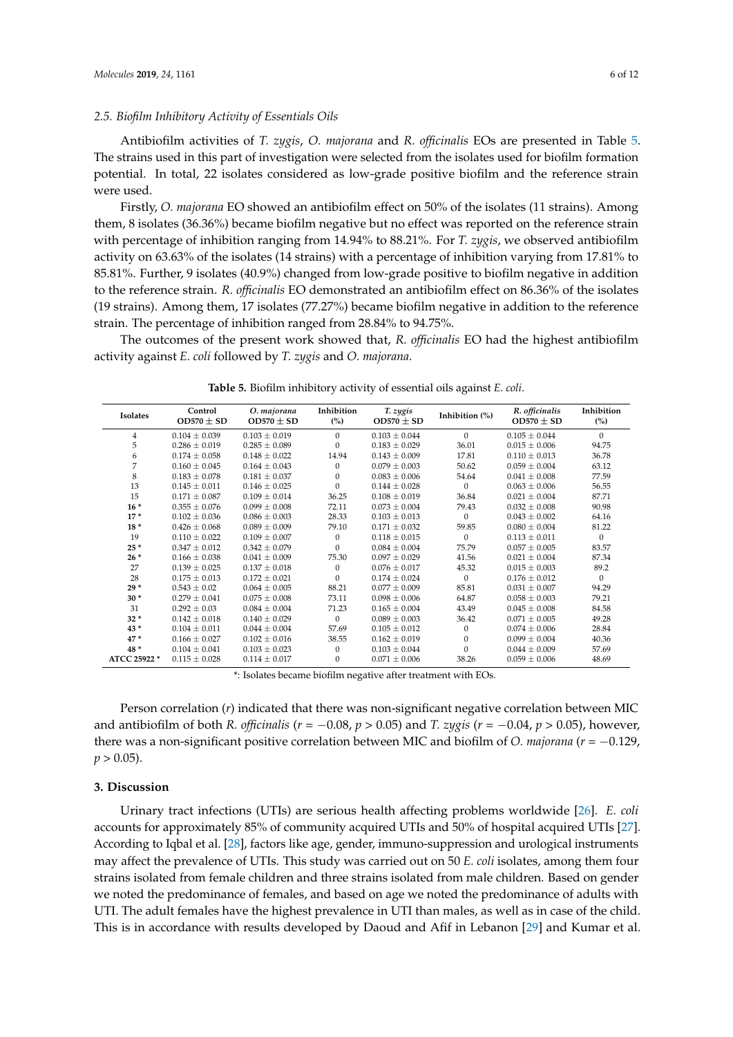### 2.5. Biofilm Inhibitory Activity of Essentials Oils

Antibiofilm activities of *T. zygis*, *O. majorana* and *R. officinalis* EOs are presented in Table 5. The strains used in this part of investigation were selected from the isolates used for biofilm formation potential. In total, 22 isolates considered as low-grade positive biofilm and the reference strain were used.

Firstly, *O. majorana* EO showed an antibiofilm effect on 50% of the isolates (11 strains). Among them, 8 isolates (36.36%) became biofilm negative but no effect was reported on the reference strain with percentage of inhibition ranging from 14.94% to 88.21%. For *T. zygis*, we observed antibiofilm activity on 63.63% of the isolates (14 strains) with a percentage of inhibition varying from 17.81% to 85.81%. Further, 9 isolates (40.9%) changed from low-grade positive to biofilm negative in addition to the reference strain. *R. officinalis* EO demonstrated an antibiofilm effect on 86.36% of the isolates (19 strains). Among them, 17 isolates (77.27%) became biofilm negative in addition to the reference strain. The percentage of inhibition ranged from 28.84% to 94.75%.

The outcomes of the present work showed that, *R. officinalis* EO had the highest antibiofilm activity against *E. coli* followed by *T. zygis* and *O. majorana*.

**Table 5.** Biofilm inhibitory activity of essential oils against *E. coli*.

| Isolates | Control OD570 ± SD | *O. majorana* OD570 ± SD | Inhibition (%) | *T. zygis* OD570 ± SD | Inhibition (%) | *R. officinalis* OD570 ± SD | Inhibition (%) |
|---|---|---|---|---|---|---|---|
| 4 | 0.104 ± 0.039 | 0.103 ± 0.019 | 0 | 0.103 ± 0.044 | 0 | 0.105 ± 0.044 | 0 |
| 5 | 0.286 ± 0.019 | 0.285 ± 0.089 | 0 | 0.183 ± 0.029 | 36.01 | 0.015 ± 0.006 | 94.75 |
| 6 | 0.174 ± 0.058 | 0.148 ± 0.022 | 14.94 | 0.143 ± 0.009 | 17.81 | 0.110 ± 0.013 | 36.78 |
| 7 | 0.160 ± 0.045 | 0.164 ± 0.043 | 0 | 0.079 ± 0.003 | 50.62 | 0.059 ± 0.004 | 63.12 |
| 8 | 0.183 ± 0.078 | 0.181 ± 0.037 | 0 | 0.083 ± 0.006 | 54.64 | 0.041 ± 0.008 | 77.59 |
| 13 | 0.145 ± 0.011 | 0.146 ± 0.025 | 0 | 0.144 ± 0.028 | 0 | 0.063 ± 0.006 | 56.55 |
| 15 | 0.171 ± 0.087 | 0.109 ± 0.014 | 36.25 | 0.108 ± 0.019 | 36.84 | 0.021 ± 0.004 | 87.71 |
| **16** * | 0.355 ± 0.076 | 0.099 ± 0.008 | 72.11 | 0.073 ± 0.004 | 79.43 | 0.032 ± 0.008 | 90.98 |
| **17** * | 0.102 ± 0.036 | 0.086 ± 0.003 | 28.33 | 0.103 ± 0.013 | 0 | 0.043 ± 0.002 | 64.16 |
| **18** * | 0.426 ± 0.068 | 0.089 ± 0.009 | 79.10 | 0.171 ± 0.032 | 59.85 | 0.080 ± 0.004 | 81.22 |
| 19 | 0.110 ± 0.022 | 0.109 ± 0.007 | 0 | 0.118 ± 0.015 | 0 | 0.113 ± 0.011 | 0 |
| **25** * | 0.347 ± 0.012 | 0.342 ± 0.079 | 0 | 0.084 ± 0.004 | 75.79 | 0.057 ± 0.005 | 83.57 |
| **26** * | 0.166 ± 0.038 | 0.041 ± 0.009 | 75.30 | 0.097 ± 0.029 | 41.56 | 0.021 ± 0.004 | 87.34 |
| 27 | 0.139 ± 0.025 | 0.137 ± 0.018 | 0 | 0.076 ± 0.017 | 45.32 | 0.015 ± 0.003 | 89.2 |
| 28 | 0.175 ± 0.013 | 0.172 ± 0.021 | 0 | 0.174 ± 0.024 | 0 | 0.176 ± 0.012 | 0 |
| **29** * | 0.543 ± 0.02 | 0.064 ± 0.005 | 88.21 | 0.077 ± 0.009 | 85.81 | 0.031 ± 0.007 | 94.29 |
| **30** * | 0.279 ± 0.041 | 0.075 ± 0.008 | 73.11 | 0.098 ± 0.006 | 64.87 | 0.058 ± 0.003 | 79.21 |
| 31 | 0.292 ± 0.03 | 0.084 ± 0.004 | 71.23 | 0.165 ± 0.004 | 43.49 | 0.045 ± 0.008 | 84.58 |
| **32** * | 0.142 ± 0.018 | 0.140 ± 0.029 | 0 | 0.089 ± 0.003 | 36.42 | 0.071 ± 0.005 | 49.28 |
| **43** * | 0.104 ± 0.011 | 0.044 ± 0.004 | 57.69 | 0.105 ± 0.012 | 0 | 0.074 ± 0.006 | 28.84 |
| **47** * | 0.166 ± 0.027 | 0.102 ± 0.016 | 38.55 | 0.162 ± 0.019 | 0 | 0.099 ± 0.004 | 40.36 |
| **48** * | 0.104 ± 0.041 | 0.103 ± 0.023 | 0 | 0.103 ± 0.044 | 0 | 0.044 ± 0.009 | 57.69 |
| **ATCC 25922** * | 0.115 ± 0.028 | 0.114 ± 0.017 | 0 | 0.071 ± 0.006 | 38.26 | 0.059 ± 0.006 | 48.69 |

*: Isolates became biofilm negative after treatment with EOs.

Person correlation ($r$) indicated that there was non-significant negative correlation between MIC and antibiofilm of both *R. officinalis* ($r = -0.08$, $p > 0.05$) and *T. zygis* ($r = -0.04$, $p > 0.05$), however, there was a non-significant positive correlation between MIC and biofilm of *O. majorana* ($r = -0.129$, $p > 0.05$).

## 3. Discussion

Urinary tract infections (UTIs) are serious health affecting problems worldwide [26]. *E. coli* accounts for approximately 85% of community acquired UTIs and 50% of hospital acquired UTIs [27]. According to Iqbal et al. [28], factors like age, gender, immuno-suppression and urological instruments may affect the prevalence of UTIs. This study was carried out on 50 *E. coli* isolates, among them four strains isolated from female children and three strains isolated from male children. Based on gender we noted the predominance of females, and based on age we noted the predominance of adults with UTI. The adult females have the highest prevalence in UTI than males, as well as in case of the child. This is in accordance with results developed by Daoud and Afif in Lebanon [29] and Kumar et al.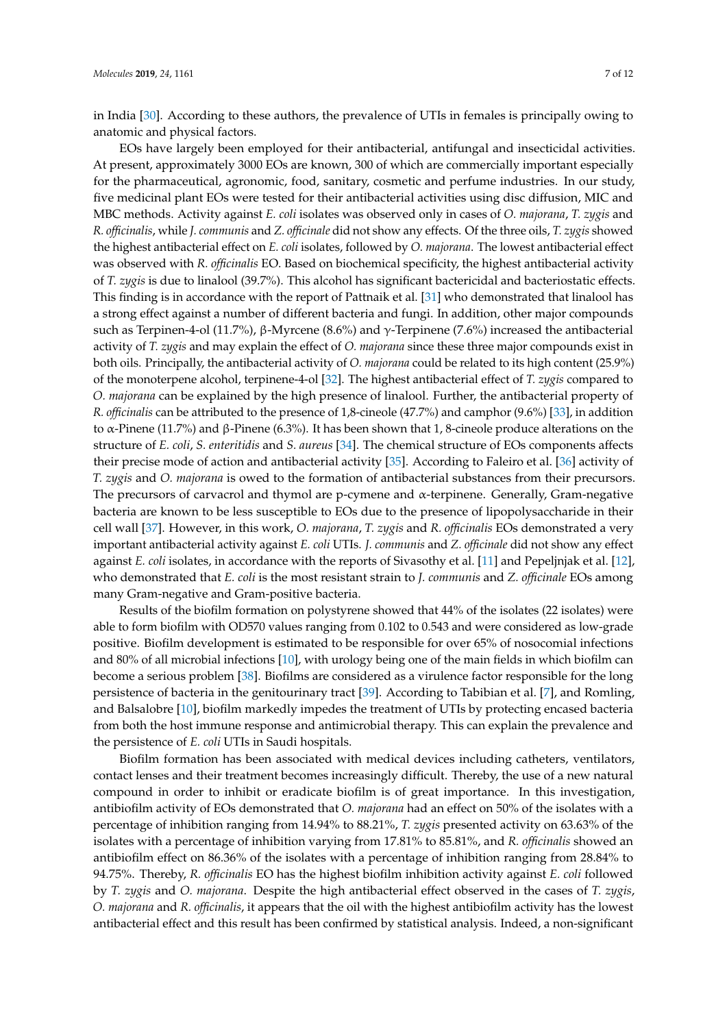in India [30]. According to these authors, the prevalence of UTIs in females is principally owing to anatomic and physical factors.

EOs have largely been employed for their antibacterial, antifungal and insecticidal activities. At present, approximately 3000 EOs are known, 300 of which are commercially important especially for the pharmaceutical, agronomic, food, sanitary, cosmetic and perfume industries. In our study, five medicinal plant EOs were tested for their antibacterial activities using disc diffusion, MIC and MBC methods. Activity against *E. coli* isolates was observed only in cases of *O. majorana*, *T. zygis* and *R. officinalis*, while *J. communis* and *Z. officinale* did not show any effects. Of the three oils, *T. zygis* showed the highest antibacterial effect on *E. coli* isolates, followed by *O. majorana*. The lowest antibacterial effect was observed with *R. officinalis* EO. Based on biochemical specificity, the highest antibacterial activity of *T. zygis* is due to linalool (39.7%). This alcohol has significant bactericidal and bacteriostatic effects. This finding is in accordance with the report of Pattnaik et al. [31] who demonstrated that linalool has a strong effect against a number of different bacteria and fungi. In addition, other major compounds such as Terpinen-4-ol (11.7%), β-Myrcene (8.6%) and γ-Terpinene (7.6%) increased the antibacterial activity of *T. zygis* and may explain the effect of *O. majorana* since these three major compounds exist in both oils. Principally, the antibacterial activity of *O. majorana* could be related to its high content (25.9%) of the monoterpene alcohol, terpinene-4-ol [32]. The highest antibacterial effect of *T. zygis* compared to *O. majorana* can be explained by the high presence of linalool. Further, the antibacterial property of *R. officinalis* can be attributed to the presence of 1,8-cineole (47.7%) and camphor (9.6%) [33], in addition to α-Pinene (11.7%) and β-Pinene (6.3%). It has been shown that 1, 8-cineole produce alterations on the structure of *E. coli*, *S. enteritidis* and *S. aureus* [34]. The chemical structure of EOs components affects their precise mode of action and antibacterial activity [35]. According to Faleiro et al. [36] activity of *T. zygis* and *O. majorana* is owed to the formation of antibacterial substances from their precursors. The precursors of carvacrol and thymol are p-cymene and α-terpinene. Generally, Gram-negative bacteria are known to be less susceptible to EOs due to the presence of lipopolysaccharide in their cell wall [37]. However, in this work, *O. majorana*, *T. zygis* and *R. officinalis* EOs demonstrated a very important antibacterial activity against *E. coli* UTIs. *J. communis* and *Z. officinale* did not show any effect against *E. coli* isolates, in accordance with the reports of Sivasothy et al. [11] and Pepeljnjak et al. [12], who demonstrated that *E. coli* is the most resistant strain to *J. communis* and *Z. officinale* EOs among many Gram-negative and Gram-positive bacteria.

Results of the biofilm formation on polystyrene showed that 44% of the isolates (22 isolates) were able to form biofilm with OD570 values ranging from 0.102 to 0.543 and were considered as low-grade positive. Biofilm development is estimated to be responsible for over 65% of nosocomial infections and 80% of all microbial infections [10], with urology being one of the main fields in which biofilm can become a serious problem [38]. Biofilms are considered as a virulence factor responsible for the long persistence of bacteria in the genitourinary tract [39]. According to Tabibian et al. [7], and Romling, and Balsalobre [10], biofilm markedly impedes the treatment of UTIs by protecting encased bacteria from both the host immune response and antimicrobial therapy. This can explain the prevalence and the persistence of *E. coli* UTIs in Saudi hospitals.

Biofilm formation has been associated with medical devices including catheters, ventilators, contact lenses and their treatment becomes increasingly difficult. Thereby, the use of a new natural compound in order to inhibit or eradicate biofilm is of great importance. In this investigation, antibiofilm activity of EOs demonstrated that *O. majorana* had an effect on 50% of the isolates with a percentage of inhibition ranging from 14.94% to 88.21%, *T. zygis* presented activity on 63.63% of the isolates with a percentage of inhibition varying from 17.81% to 85.81%, and *R. officinalis* showed an antibiofilm effect on 86.36% of the isolates with a percentage of inhibition ranging from 28.84% to 94.75%. Thereby, *R. officinalis* EO has the highest biofilm inhibition activity against *E. coli* followed by *T. zygis* and *O. majorana*. Despite the high antibacterial effect observed in the cases of *T. zygis*, *O. majorana* and *R. officinalis*, it appears that the oil with the highest antibiofilm activity has the lowest antibacterial effect and this result has been confirmed by statistical analysis. Indeed, a non-significant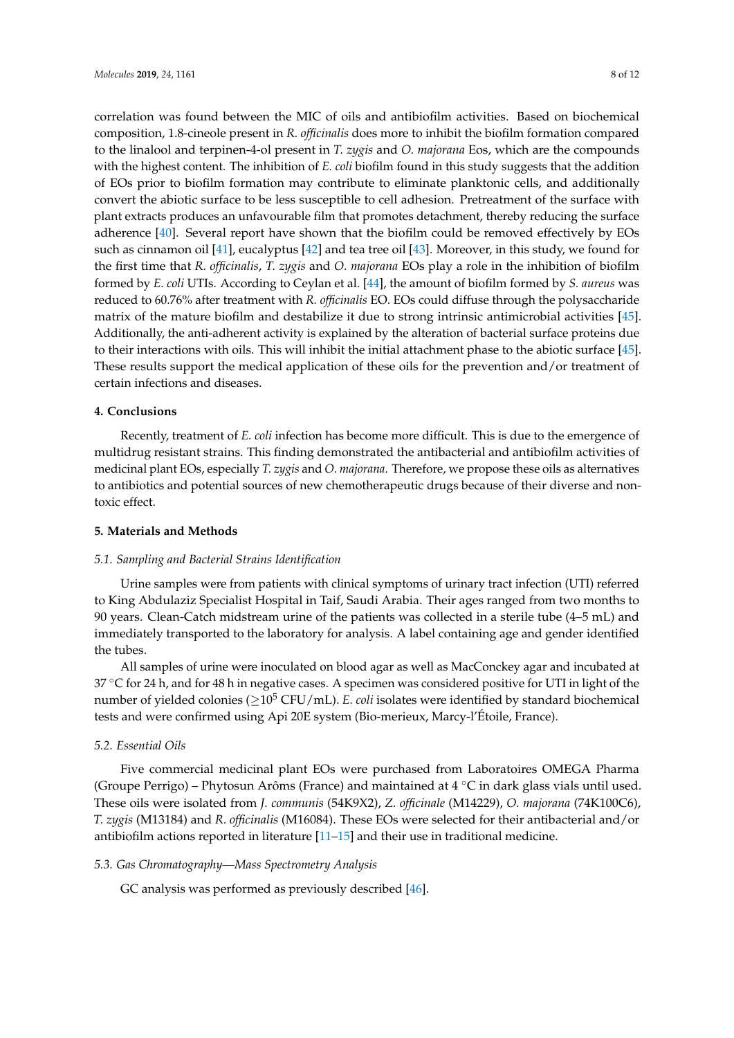correlation was found between the MIC of oils and antibiofilm activities. Based on biochemical composition, 1.8-cineole present in *R. officinalis* does more to inhibit the biofilm formation compared to the linalool and terpinen-4-ol present in *T. zygis* and *O. majorana* Eos, which are the compounds with the highest content. The inhibition of *E. coli* biofilm found in this study suggests that the addition of EOs prior to biofilm formation may contribute to eliminate planktonic cells, and additionally convert the abiotic surface to be less susceptible to cell adhesion. Pretreatment of the surface with plant extracts produces an unfavourable film that promotes detachment, thereby reducing the surface adherence [40]. Several report have shown that the biofilm could be removed effectively by EOs such as cinnamon oil [41], eucalyptus [42] and tea tree oil [43]. Moreover, in this study, we found for the first time that *R. officinalis*, *T. zygis* and *O. majorana* EOs play a role in the inhibition of biofilm formed by *E. coli* UTIs. According to Ceylan et al. [44], the amount of biofilm formed by *S. aureus* was reduced to 60.76% after treatment with *R. officinalis* EO. EOs could diffuse through the polysaccharide matrix of the mature biofilm and destabilize it due to strong intrinsic antimicrobial activities [45]. Additionally, the anti-adherent activity is explained by the alteration of bacterial surface proteins due to their interactions with oils. This will inhibit the initial attachment phase to the abiotic surface [45]. These results support the medical application of these oils for the prevention and/or treatment of certain infections and diseases.

## 4. Conclusions

Recently, treatment of *E. coli* infection has become more difficult. This is due to the emergence of multidrug resistant strains. This finding demonstrated the antibacterial and antibiofilm activities of medicinal plant EOs, especially *T. zygis* and *O. majorana*. Therefore, we propose these oils as alternatives to antibiotics and potential sources of new chemotherapeutic drugs because of their diverse and non-toxic effect.

## 5. Materials and Methods

### *5.1. Sampling and Bacterial Strains Identification*

Urine samples were from patients with clinical symptoms of urinary tract infection (UTI) referred to King Abdulaziz Specialist Hospital in Taif, Saudi Arabia. Their ages ranged from two months to 90 years. Clean-Catch midstream urine of the patients was collected in a sterile tube (4–5 mL) and immediately transported to the laboratory for analysis. A label containing age and gender identified the tubes.

All samples of urine were inoculated on blood agar as well as MacConckey agar and incubated at 37 °C for 24 h, and for 48 h in negative cases. A specimen was considered positive for UTI in light of the number of yielded colonies ($\geq 10^5$ CFU/mL). *E. coli* isolates were identified by standard biochemical tests and were confirmed using Api 20E system (Bio-merieux, Marcy-l'Étoile, France).

### *5.2. Essential Oils*

Five commercial medicinal plant EOs were purchased from Laboratoires OMEGA Pharma (Groupe Perrigo) – Phytosun Arôms (France) and maintained at 4 °C in dark glass vials until used. These oils were isolated from *J. communis* (54K9X2), *Z. officinale* (M14229), *O. majorana* (74K100C6), *T. zygis* (M13184) and *R. officinalis* (M16084). These EOs were selected for their antibacterial and/or antibiofilm actions reported in literature [11–15] and their use in traditional medicine.

### *5.3. Gas Chromatography—Mass Spectrometry Analysis*

GC analysis was performed as previously described [46].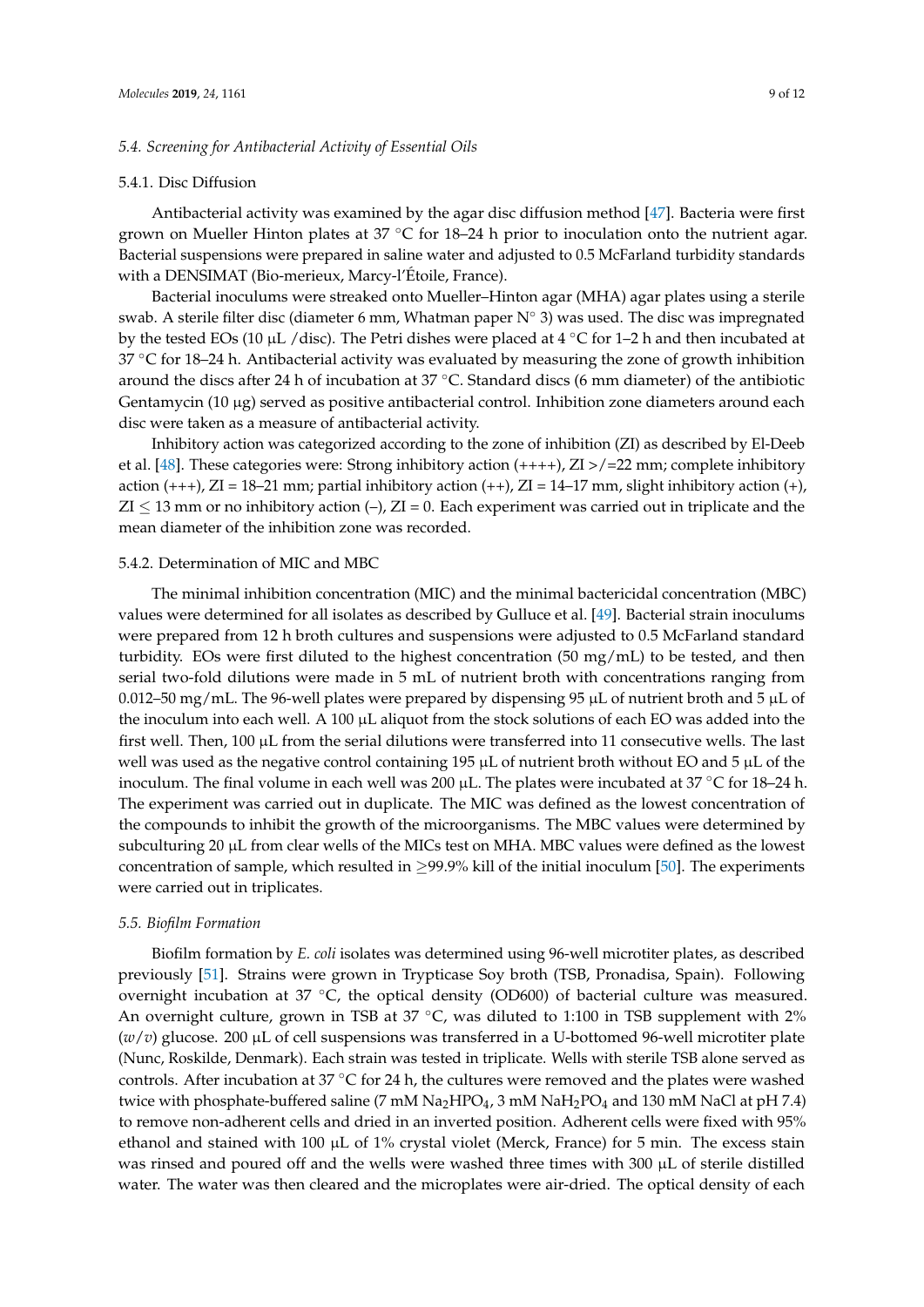### 5.4. Screening for Antibacterial Activity of Essential Oils

#### 5.4.1. Disc Diffusion

Antibacterial activity was examined by the agar disc diffusion method [47]. Bacteria were first grown on Mueller Hinton plates at 37 °C for 18–24 h prior to inoculation onto the nutrient agar. Bacterial suspensions were prepared in saline water and adjusted to 0.5 McFarland turbidity standards with a DENSIMAT (Bio-merieux, Marcy-l'Étoile, France).

Bacterial inoculums were streaked onto Mueller–Hinton agar (MHA) agar plates using a sterile swab. A sterile filter disc (diameter 6 mm, Whatman paper N° 3) was used. The disc was impregnated by the tested EOs (10 μL /disc). The Petri dishes were placed at 4 °C for 1–2 h and then incubated at 37 °C for 18–24 h. Antibacterial activity was evaluated by measuring the zone of growth inhibition around the discs after 24 h of incubation at 37 °C. Standard discs (6 mm diameter) of the antibiotic Gentamycin (10 μg) served as positive antibacterial control. Inhibition zone diameters around each disc were taken as a measure of antibacterial activity.

Inhibitory action was categorized according to the zone of inhibition (ZI) as described by El-Deeb et al. [48]. These categories were: Strong inhibitory action (++++), ZI >/=22 mm; complete inhibitory action (+++), ZI = 18–21 mm; partial inhibitory action (++), ZI = 14–17 mm, slight inhibitory action (+), ZI $\leq$ 13 mm or no inhibitory action (–), ZI = 0. Each experiment was carried out in triplicate and the mean diameter of the inhibition zone was recorded.

#### 5.4.2. Determination of MIC and MBC

The minimal inhibition concentration (MIC) and the minimal bactericidal concentration (MBC) values were determined for all isolates as described by Gulluce et al. [49]. Bacterial strain inoculums were prepared from 12 h broth cultures and suspensions were adjusted to 0.5 McFarland standard turbidity. EOs were first diluted to the highest concentration (50 mg/mL) to be tested, and then serial two-fold dilutions were made in 5 mL of nutrient broth with concentrations ranging from 0.012–50 mg/mL. The 96-well plates were prepared by dispensing 95 μL of nutrient broth and 5 μL of the inoculum into each well. A 100 μL aliquot from the stock solutions of each EO was added into the first well. Then, 100 μL from the serial dilutions were transferred into 11 consecutive wells. The last well was used as the negative control containing 195 μL of nutrient broth without EO and 5 μL of the inoculum. The final volume in each well was 200 μL. The plates were incubated at 37 °C for 18–24 h. The experiment was carried out in duplicate. The MIC was defined as the lowest concentration of the compounds to inhibit the growth of the microorganisms. The MBC values were determined by subculturing 20 μL from clear wells of the MICs test on MHA. MBC values were defined as the lowest concentration of sample, which resulted in $\geq$99.9% kill of the initial inoculum [50]. The experiments were carried out in triplicates.

### 5.5. Biofilm Formation

Biofilm formation by *E. coli* isolates was determined using 96-well microtiter plates, as described previously [51]. Strains were grown in Trypticase Soy broth (TSB, Pronadisa, Spain). Following overnight incubation at 37 °C, the optical density (OD600) of bacterial culture was measured. An overnight culture, grown in TSB at 37 °C, was diluted to 1:100 in TSB supplement with 2% (*w*/*v*) glucose. 200 μL of cell suspensions was transferred in a U-bottomed 96-well microtiter plate (Nunc, Roskilde, Denmark). Each strain was tested in triplicate. Wells with sterile TSB alone served as controls. After incubation at 37 °C for 24 h, the cultures were removed and the plates were washed twice with phosphate-buffered saline (7 mM $Na_2HPO_4$, 3 mM $NaH_2PO_4$ and 130 mM NaCl at pH 7.4) to remove non-adherent cells and dried in an inverted position. Adherent cells were fixed with 95% ethanol and stained with 100 μL of 1% crystal violet (Merck, France) for 5 min. The excess stain was rinsed and poured off and the wells were washed three times with 300 μL of sterile distilled water. The water was then cleared and the microplates were air-dried. The optical density of each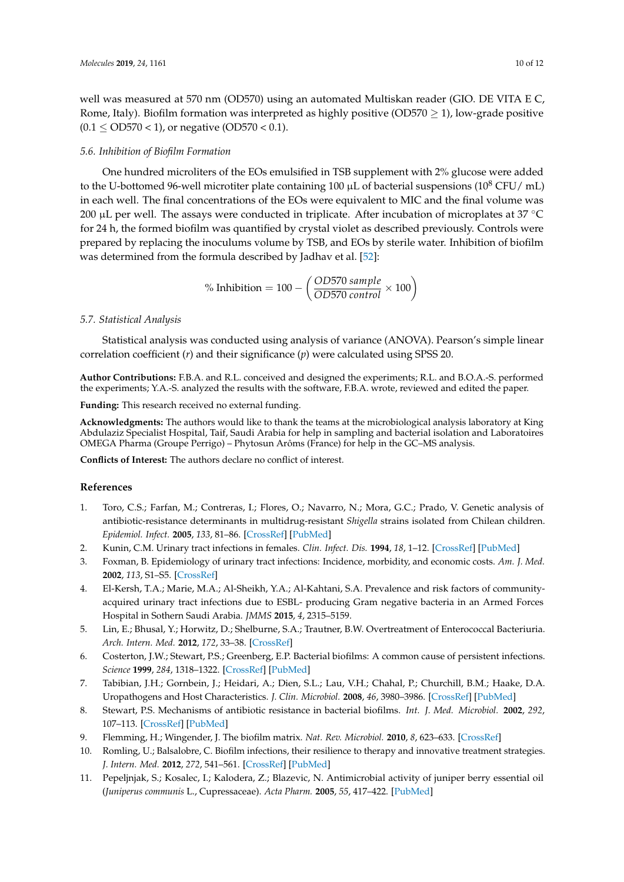well was measured at 570 nm (OD570) using an automated Multiskan reader (GIO. DE VITA E C, Rome, Italy). Biofilm formation was interpreted as highly positive (OD570 $\geq$ 1), low-grade positive (0.1 $\leq$ OD570 < 1), or negative (OD570 < 0.1).

### 5.6. Inhibition of Biofilm Formation

One hundred microliters of the EOs emulsified in TSB supplement with 2% glucose were added to the U-bottomed 96-well microtiter plate containing 100 µL of bacterial suspensions ($10^8$ CFU/ mL) in each well. The final concentrations of the EOs were equivalent to MIC and the final volume was 200 µL per well. The assays were conducted in triplicate. After incubation of microplates at 37 °C for 24 h, the formed biofilm was quantified by crystal violet as described previously. Controls were prepared by replacing the inoculums volume by TSB, and EOs by sterile water. Inhibition of biofilm was determined from the formula described by Jadhav et al. [52]:

$$\% \text{ Inhibition} = 100 - \left( \frac{OD570\ sample}{OD570\ control} \times 100 \right)$$

### 5.7. Statistical Analysis

Statistical analysis was conducted using analysis of variance (ANOVA). Pearson's simple linear correlation coefficient ($r$) and their significance ($p$) were calculated using SPSS 20.

**Author Contributions:** F.B.A. and R.L. conceived and designed the experiments; R.L. and B.O.A.-S. performed the experiments; Y.A.-S. analyzed the results with the software, F.B.A. wrote, reviewed and edited the paper.

**Funding:** This research received no external funding.

**Acknowledgments:** The authors would like to thank the teams at the microbiological analysis laboratory at King Abdulaziz Specialist Hospital, Taif, Saudi Arabia for help in sampling and bacterial isolation and Laboratoires OMEGA Pharma (Groupe Perrigo) – Phytosun Arôms (France) for help in the GC–MS analysis.

**Conflicts of Interest:** The authors declare no conflict of interest.

## References

1. Toro, C.S.; Farfan, M.; Contreras, I.; Flores, O.; Navarro, N.; Mora, G.C.; Prado, V. Genetic analysis of antibiotic-resistance determinants in multidrug-resistant *Shigella* strains isolated from Chilean children. *Epidemiol. Infect.* **2005**, *133*, 81–86. [CrossRef] [PubMed]
2. Kunin, C.M. Urinary tract infections in females. *Clin. Infect. Dis.* **1994**, *18*, 1–12. [CrossRef] [PubMed]
3. Foxman, B. Epidemiology of urinary tract infections: Incidence, morbidity, and economic costs. *Am. J. Med.* **2002**, *113*, S1–S5. [CrossRef]
4. El-Kersh, T.A.; Marie, M.A.; Al-Sheikh, Y.A.; Al-Kahtani, S.A. Prevalence and risk factors of community-acquired urinary tract infections due to ESBL- producing Gram negative bacteria in an Armed Forces Hospital in Sothern Saudi Arabia. *JMMS* **2015**, *4*, 2315–5159.
5. Lin, E.; Bhusal, Y.; Horwitz, D.; Shelburne, S.A.; Trautner, B.W. Overtreatment of Enterococcal Bacteriuria. *Arch. Intern. Med.* **2012**, *172*, 33–38. [CrossRef]
6. Costerton, J.W.; Stewart, P.S.; Greenberg, E.P. Bacterial biofilms: A common cause of persistent infections. *Science* **1999**, *284*, 1318–1322. [CrossRef] [PubMed]
7. Tabibian, J.H.; Gornbein, J.; Heidari, A.; Dien, S.L.; Lau, V.H.; Chahal, P.; Churchill, B.M.; Haake, D.A. Uropathogens and Host Characteristics. *J. Clin. Microbiol.* **2008**, *46*, 3980–3986. [CrossRef] [PubMed]
8. Stewart, P.S. Mechanisms of antibiotic resistance in bacterial biofilms. *Int. J. Med. Microbiol.* **2002**, *292*, 107–113. [CrossRef] [PubMed]
9. Flemming, H.; Wingender, J. The biofilm matrix. *Nat. Rev. Microbiol.* **2010**, *8*, 623–633. [CrossRef]
10. Romling, U.; Balsalobre, C. Biofilm infections, their resilience to therapy and innovative treatment strategies. *J. Intern. Med.* **2012**, *272*, 541–561. [CrossRef] [PubMed]
11. Pepeljnjak, S.; Kosalec, I.; Kalodera, Z.; Blazevic, N. Antimicrobial activity of juniper berry essential oil (*Juniperus communis* L., Cupressaceae). *Acta Pharm.* **2005**, *55*, 417–422. [PubMed]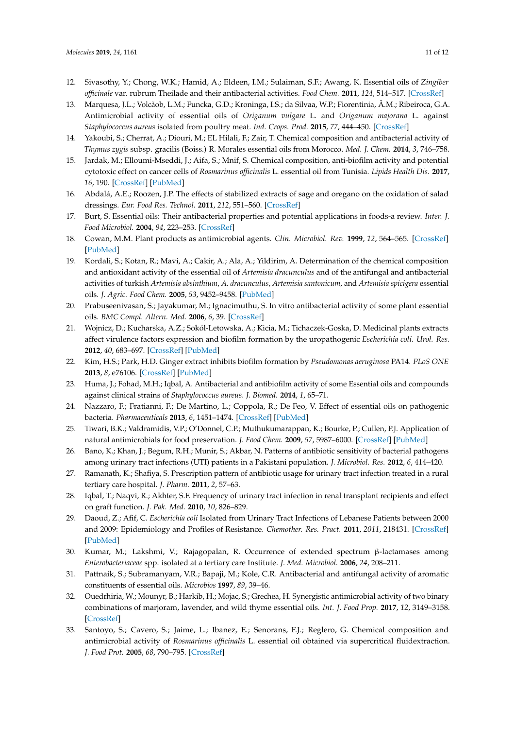12. Sivasothy, Y.; Chong, W.K.; Hamid, A.; Eldeen, I.M.; Sulaiman, S.F.; Awang, K. Essential oils of *Zingiber officinale* var. rubrum Theilade and their antibacterial activities. *Food Chem.* **2011**, *124*, 514–517. [CrossRef]
13. Marquesa, J.L.; Volcãob, L.M.; Funcka, G.D.; Kroninga, I.S.; da Silvaa, W.P.; Fiorentinia, Â.M.; Ribeiroca, G.A. Antimicrobial activity of essential oils of *Origanum vulgare* L. and *Origanum majorana* L. against *Staphylococcus aureus* isolated from poultry meat. *Ind. Crops. Prod.* **2015**, *77*, 444–450. [CrossRef]
14. Yakoubi, S.; Cherrat, A.; Diouri, M.; EL Hilali, F.; Zair, T. Chemical composition and antibacterial activity of *Thymus zygis* subsp. gracilis (Boiss.) R. Morales essential oils from Morocco. *Med. J. Chem.* **2014**, *3*, 746–758.
15. Jardak, M.; Elloumi-Mseddi, J.; Aifa, S.; Mnif, S. Chemical composition, anti-biofilm activity and potential cytotoxic effect on cancer cells of *Rosmarinus officinalis* L. essential oil from Tunisia. *Lipids Health Dis.* **2017**, *16*, 190. [CrossRef] [PubMed]
16. Abdalá, A.E.; Roozen, J.P. The effects of stabilized extracts of sage and oregano on the oxidation of salad dressings. *Eur. Food Res. Technol.* **2011**, *212*, 551–560. [CrossRef]
17. Burt, S. Essential oils: Their antibacterial properties and potential applications in foods-a review. *Inter. J. Food Microbiol.* **2004**, *94*, 223–253. [CrossRef]
18. Cowan, M.M. Plant products as antimicrobial agents. *Clin. Microbiol. Rev.* **1999**, *12*, 564–565. [CrossRef] [PubMed]
19. Kordali, S.; Kotan, R.; Mavi, A.; Cakir, A.; Ala, A.; Yildirim, A. Determination of the chemical composition and antioxidant activity of the essential oil of *Artemisia dracunculus* and of the antifungal and antibacterial activities of turkish *Artemisia absinthium*, *A. dracunculus*, *Artemisia santonicum*, and *Artemisia spicigera* essential oils. *J. Agric. Food Chem.* **2005**, *53*, 9452–9458. [PubMed]
20. Prabuseenivasan, S.; Jayakumar, M.; Ignacimuthu, S. In vitro antibacterial activity of some plant essential oils. *BMC Compl. Altern. Med.* **2006**, *6*, 39. [CrossRef]
21. Wojnicz, D.; Kucharska, A.Z.; Sokól-Letowska, A.; Kicia, M.; Tichaczek-Goska, D. Medicinal plants extracts affect virulence factors expression and biofilm formation by the uropathogenic *Escherichia coli*. *Urol. Res.* **2012**, *40*, 683–697. [CrossRef] [PubMed]
22. Kim, H.S.; Park, H.D. Ginger extract inhibits biofilm formation by *Pseudomonas aeruginosa* PA14. *PLoS ONE* **2013**, *8*, e76106. [CrossRef] [PubMed]
23. Huma, J.; Fohad, M.H.; Iqbal, A. Antibacterial and antibiofilm activity of some Essential oils and compounds against clinical strains of *Staphylococcus aureus*. *J. Biomed.* **2014**, *1*, 65–71.
24. Nazzaro, F.; Fratianni, F.; De Martino, L.; Coppola, R.; De Feo, V. Effect of essential oils on pathogenic bacteria. *Pharmaceuticals* **2013**, *6*, 1451–1474. [CrossRef] [PubMed]
25. Tiwari, B.K.; Valdramidis, V.P.; O'Donnel, C.P.; Muthukumarappan, K.; Bourke, P.; Cullen, P.J. Application of natural antimicrobials for food preservation. *J. Food Chem.* **2009**, *57*, 5987–6000. [CrossRef] [PubMed]
26. Bano, K.; Khan, J.; Begum, R.H.; Munir, S.; Akbar, N. Patterns of antibiotic sensitivity of bacterial pathogens among urinary tract infections (UTI) patients in a Pakistani population. *J. Microbiol. Res.* **2012**, *6*, 414–420.
27. Ramanath, K.; Shafiya, S. Prescription pattern of antibiotic usage for urinary tract infection treated in a rural tertiary care hospital. *J. Pharm.* **2011**, *2*, 57–63.
28. Iqbal, T.; Naqvi, R.; Akhter, S.F. Frequency of urinary tract infection in renal transplant recipients and effect on graft function. *J. Pak. Med.* **2010**, *10*, 826–829.
29. Daoud, Z.; Afif, C. *Escherichia coli* Isolated from Urinary Tract Infections of Lebanese Patients between 2000 and 2009: Epidemiology and Profiles of Resistance. *Chemother. Res. Pract.* **2011**, *2011*, 218431. [CrossRef] [PubMed]
30. Kumar, M.; Lakshmi, V.; Rajagopalan, R. Occurrence of extended spectrum β-lactamases among *Enterobacteriaceae* spp. isolated at a tertiary care Institute. *J. Med. Microbiol.* **2006**, *24*, 208–211.
31. Pattnaik, S.; Subramanyam, V.R.; Bapaji, M.; Kole, C.R. Antibacterial and antifungal activity of aromatic constituents of essential oils. *Microbios* **1997**, *89*, 39–46.
32. Ouedrhiria, W.; Mounyr, B.; Harkib, H.; Mojac, S.; Grechea, H. Synergistic antimicrobial activity of two binary combinations of marjoram, lavender, and wild thyme essential oils. *Int. J. Food Prop.* **2017**, *12*, 3149–3158. [CrossRef]
33. Santoyo, S.; Cavero, S.; Jaime, L.; Ibanez, E.; Senorans, F.J.; Reglero, G. Chemical composition and antimicrobial activity of *Rosmarinus officinalis* L. essential oil obtained via supercritical fluidextraction. *J. Food Prot.* **2005**, *68*, 790–795. [CrossRef]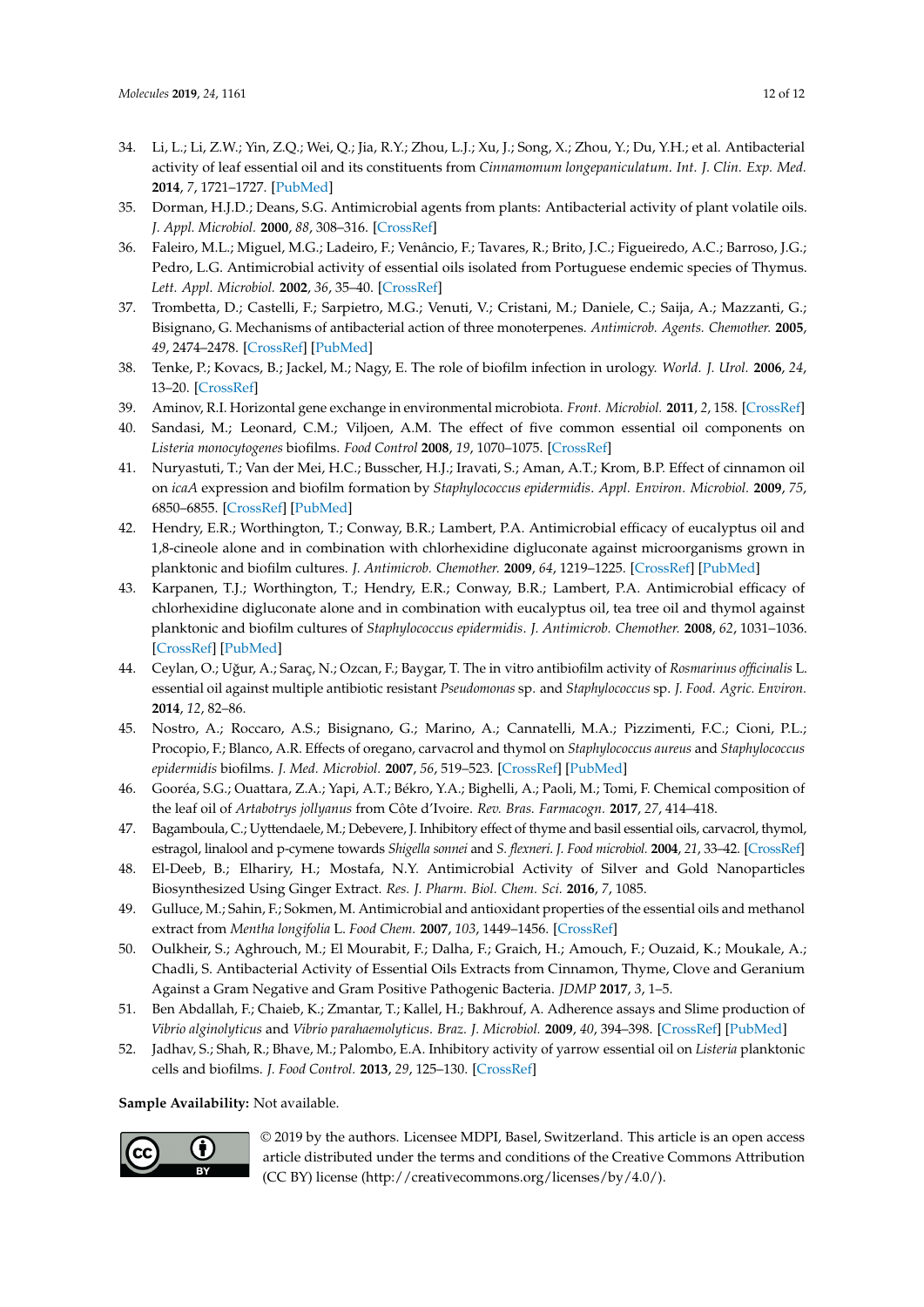34. Li, L.; Li, Z.W.; Yin, Z.Q.; Wei, Q.; Jia, R.Y.; Zhou, L.J.; Xu, J.; Song, X.; Zhou, Y.; Du, Y.H.; et al. Antibacterial activity of leaf essential oil and its constituents from *Cinnamomum longepaniculatum*. *Int. J. Clin. Exp. Med.* **2014**, *7*, 1721–1727. [PubMed]
35. Dorman, H.J.D.; Deans, S.G. Antimicrobial agents from plants: Antibacterial activity of plant volatile oils. *J. Appl. Microbiol.* **2000**, *88*, 308–316. [CrossRef]
36. Faleiro, M.L.; Miguel, M.G.; Ladeiro, F.; Venâncio, F.; Tavares, R.; Brito, J.C.; Figueiredo, A.C.; Barroso, J.G.; Pedro, L.G. Antimicrobial activity of essential oils isolated from Portuguese endemic species of Thymus. *Lett. Appl. Microbiol.* **2002**, *36*, 35–40. [CrossRef]
37. Trombetta, D.; Castelli, F.; Sarpietro, M.G.; Venuti, V.; Cristani, M.; Daniele, C.; Saija, A.; Mazzanti, G.; Bisignano, G. Mechanisms of antibacterial action of three monoterpenes. *Antimicrob. Agents. Chemother.* **2005**, *49*, 2474–2478. [CrossRef] [PubMed]
38. Tenke, P.; Kovacs, B.; Jackel, M.; Nagy, E. The role of biofilm infection in urology. *World. J. Urol.* **2006**, *24*, 13–20. [CrossRef]
39. Aminov, R.I. Horizontal gene exchange in environmental microbiota. *Front. Microbiol.* **2011**, *2*, 158. [CrossRef]
40. Sandasi, M.; Leonard, C.M.; Viljoen, A.M. The effect of five common essential oil components on *Listeria monocytogenes* biofilms. *Food Control* **2008**, *19*, 1070–1075. [CrossRef]
41. Nuryastuti, T.; Van der Mei, H.C.; Busscher, H.J.; Iravati, S.; Aman, A.T.; Krom, B.P. Effect of cinnamon oil on *icaA* expression and biofilm formation by *Staphylococcus epidermidis*. *Appl. Environ. Microbiol.* **2009**, *75*, 6850–6855. [CrossRef] [PubMed]
42. Hendry, E.R.; Worthington, T.; Conway, B.R.; Lambert, P.A. Antimicrobial efficacy of eucalyptus oil and 1,8-cineole alone and in combination with chlorhexidine digluconate against microorganisms grown in planktonic and biofilm cultures. *J. Antimicrob. Chemother.* **2009**, *64*, 1219–1225. [CrossRef] [PubMed]
43. Karpanen, T.J.; Worthington, T.; Hendry, E.R.; Conway, B.R.; Lambert, P.A. Antimicrobial efficacy of chlorhexidine digluconate alone and in combination with eucalyptus oil, tea tree oil and thymol against planktonic and biofilm cultures of *Staphylococcus epidermidis*. *J. Antimicrob. Chemother.* **2008**, *62*, 1031–1036. [CrossRef] [PubMed]
44. Ceylan, O.; Uğur, A.; Saraç, N.; Ozcan, F.; Baygar, T. The in vitro antibiofilm activity of *Rosmarinus officinalis* L. essential oil against multiple antibiotic resistant *Pseudomonas* sp. and *Staphylococcus* sp. *J. Food. Agric. Environ.* **2014**, *12*, 82–86.
45. Nostro, A.; Roccaro, A.S.; Bisignano, G.; Marino, A.; Cannatelli, M.A.; Pizzimenti, F.C.; Cioni, P.L.; Procopio, F.; Blanco, A.R. Effects of oregano, carvacrol and thymol on *Staphylococcus aureus* and *Staphylococcus epidermidis* biofilms. *J. Med. Microbiol.* **2007**, *56*, 519–523. [CrossRef] [PubMed]
46. Gooréa, S.G.; Ouattara, Z.A.; Yapi, A.T.; Békro, Y.A.; Bighelli, A.; Paoli, M.; Tomi, F. Chemical composition of the leaf oil of *Artabotrys jollyanus* from Côte d'Ivoire. *Rev. Bras. Farmacogn.* **2017**, *27*, 414–418.
47. Bagamboula, C.; Uyttendaele, M.; Debevere, J. Inhibitory effect of thyme and basil essential oils, carvacrol, thymol, estragol, linalool and p-cymene towards *Shigella sonnei* and *S. flexneri*. *J. Food microbiol.* **2004**, *21*, 33–42. [CrossRef]
48. El-Deeb, B.; Elhariry, H.; Mostafa, N.Y. Antimicrobial Activity of Silver and Gold Nanoparticles Biosynthesized Using Ginger Extract. *Res. J. Pharm. Biol. Chem. Sci.* **2016**, *7*, 1085.
49. Gulluce, M.; Sahin, F.; Sokmen, M. Antimicrobial and antioxidant properties of the essential oils and methanol extract from *Mentha longifolia* L. *Food Chem.* **2007**, *103*, 1449–1456. [CrossRef]
50. Oulkheir, S.; Aghrouch, M.; El Mourabit, F.; Dalha, F.; Graich, H.; Amouch, F.; Ouzaid, K.; Moukale, A.; Chadli, S. Antibacterial Activity of Essential Oils Extracts from Cinnamon, Thyme, Clove and Geranium Against a Gram Negative and Gram Positive Pathogenic Bacteria. *JDMP* **2017**, *3*, 1–5.
51. Ben Abdallah, F.; Chaieb, K.; Zmantar, T.; Kallel, H.; Bakhrouf, A. Adherence assays and Slime production of *Vibrio alginolyticus* and *Vibrio parahaemolyticus*. *Braz. J. Microbiol.* **2009**, *40*, 394–398. [CrossRef] [PubMed]
52. Jadhav, S.; Shah, R.; Bhave, M.; Palombo, E.A. Inhibitory activity of yarrow essential oil on *Listeria* planktonic cells and biofilms. *J. Food Control.* **2013**, *29*, 125–130. [CrossRef]

**Sample Availability:** Not available.

© 2019 by the authors. Licensee MDPI, Basel, Switzerland. This article is an open access article distributed under the terms and conditions of the Creative Commons Attribution (CC BY) license (http://creativecommons.org/licenses/by/4.0/).